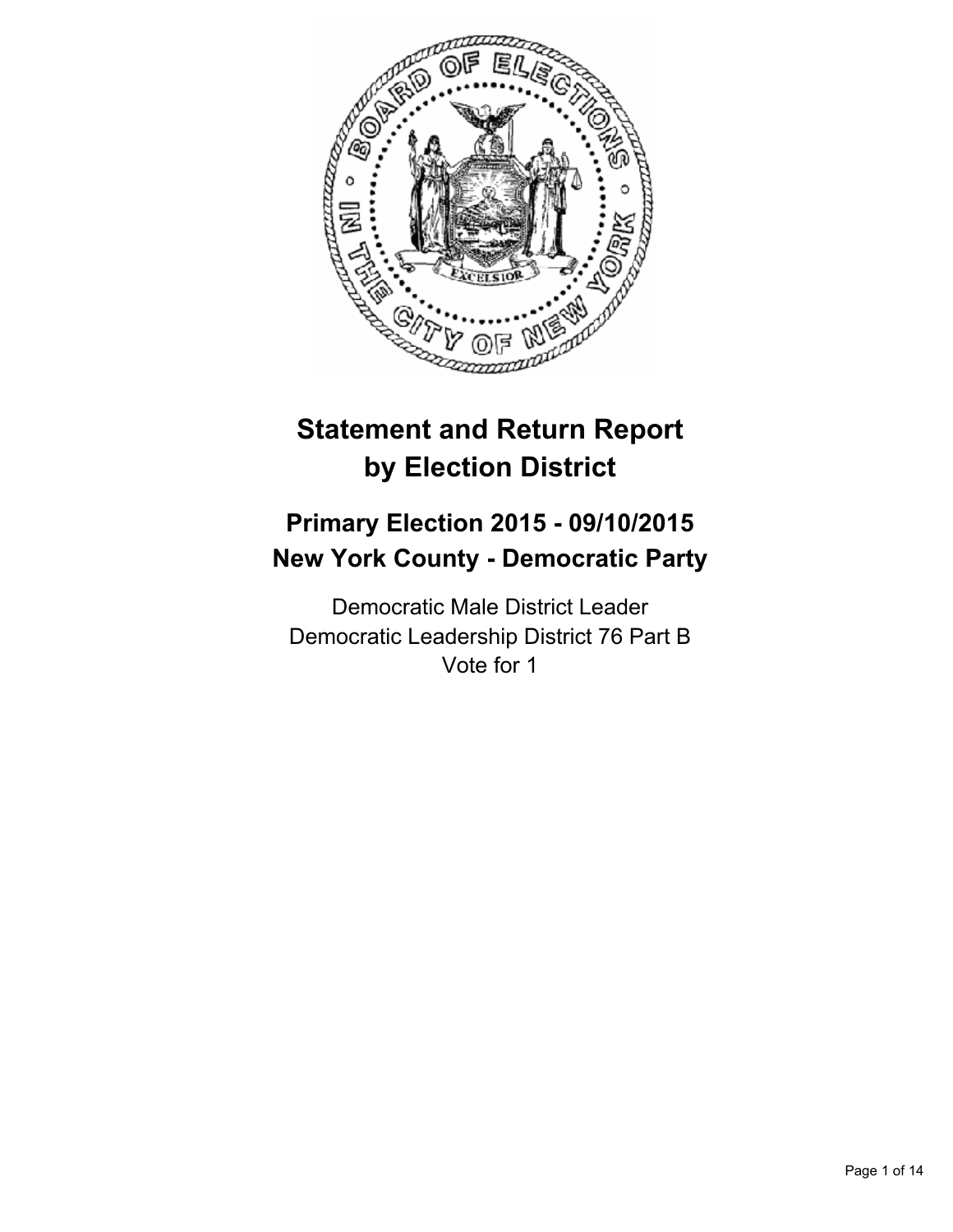# Statement and Return Report by Election District

## Primary Election 2015 - 09/10/2015
## New York County - Democratic Party

Democratic Male District Leader
Democratic Leadership District 76 Part B
Vote for 1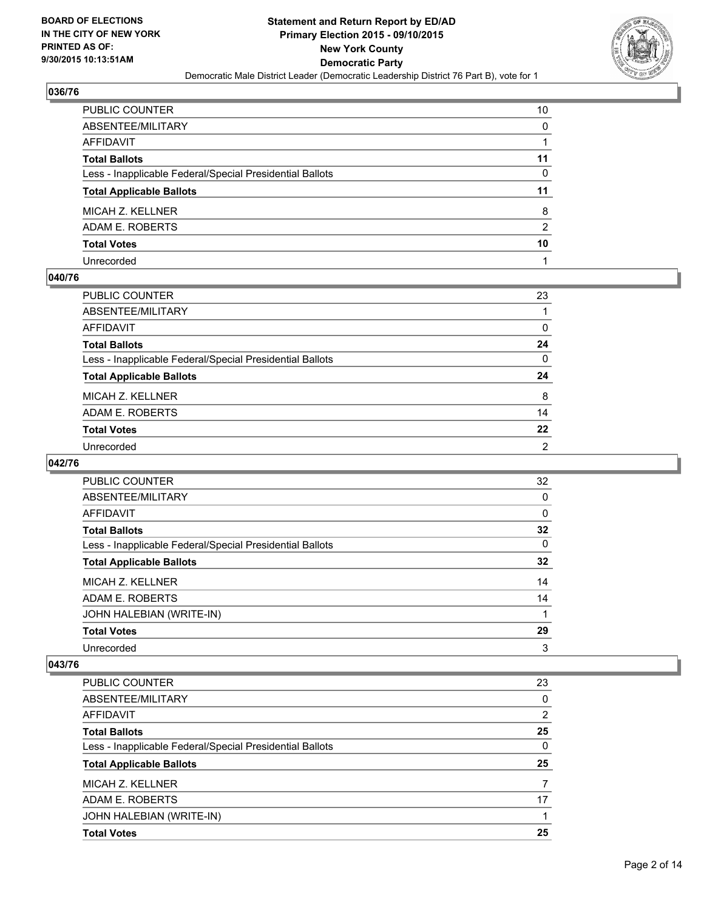**BOARD OF ELECTIONS IN THE CITY OF NEW YORK PRINTED AS OF: 9/30/2015 10:13:51AM**

**Statement and Return Report by ED/AD Primary Election 2015 - 09/10/2015 New York County Democratic Party**

Democratic Male District Leader (Democratic Leadership District 76 Part B), vote for 1

### 036/76

| | |
|---|---|
| PUBLIC COUNTER | 10 |
| ABSENTEE/MILITARY | 0 |
| AFFIDAVIT | 1 |
| **Total Ballots** | **11** |
| Less - Inapplicable Federal/Special Presidential Ballots | 0 |
| **Total Applicable Ballots** | **11** |
| MICAH Z. KELLNER | 8 |
| ADAM E. ROBERTS | 2 |
| **Total Votes** | **10** |
| Unrecorded | 1 |

### 040/76

| | |
|---|---|
| PUBLIC COUNTER | 23 |
| ABSENTEE/MILITARY | 1 |
| AFFIDAVIT | 0 |
| **Total Ballots** | **24** |
| Less - Inapplicable Federal/Special Presidential Ballots | 0 |
| **Total Applicable Ballots** | **24** |
| MICAH Z. KELLNER | 8 |
| ADAM E. ROBERTS | 14 |
| **Total Votes** | **22** |
| Unrecorded | 2 |

### 042/76

| | |
|---|---|
| PUBLIC COUNTER | 32 |
| ABSENTEE/MILITARY | 0 |
| AFFIDAVIT | 0 |
| **Total Ballots** | **32** |
| Less - Inapplicable Federal/Special Presidential Ballots | 0 |
| **Total Applicable Ballots** | **32** |
| MICAH Z. KELLNER | 14 |
| ADAM E. ROBERTS | 14 |
| JOHN HALEBIAN (WRITE-IN) | 1 |
| **Total Votes** | **29** |
| Unrecorded | 3 |

### 043/76

| | |
|---|---|
| PUBLIC COUNTER | 23 |
| ABSENTEE/MILITARY | 0 |
| AFFIDAVIT | 2 |
| **Total Ballots** | **25** |
| Less - Inapplicable Federal/Special Presidential Ballots | 0 |
| **Total Applicable Ballots** | **25** |
| MICAH Z. KELLNER | 7 |
| ADAM E. ROBERTS | 17 |
| JOHN HALEBIAN (WRITE-IN) | 1 |
| **Total Votes** | **25** |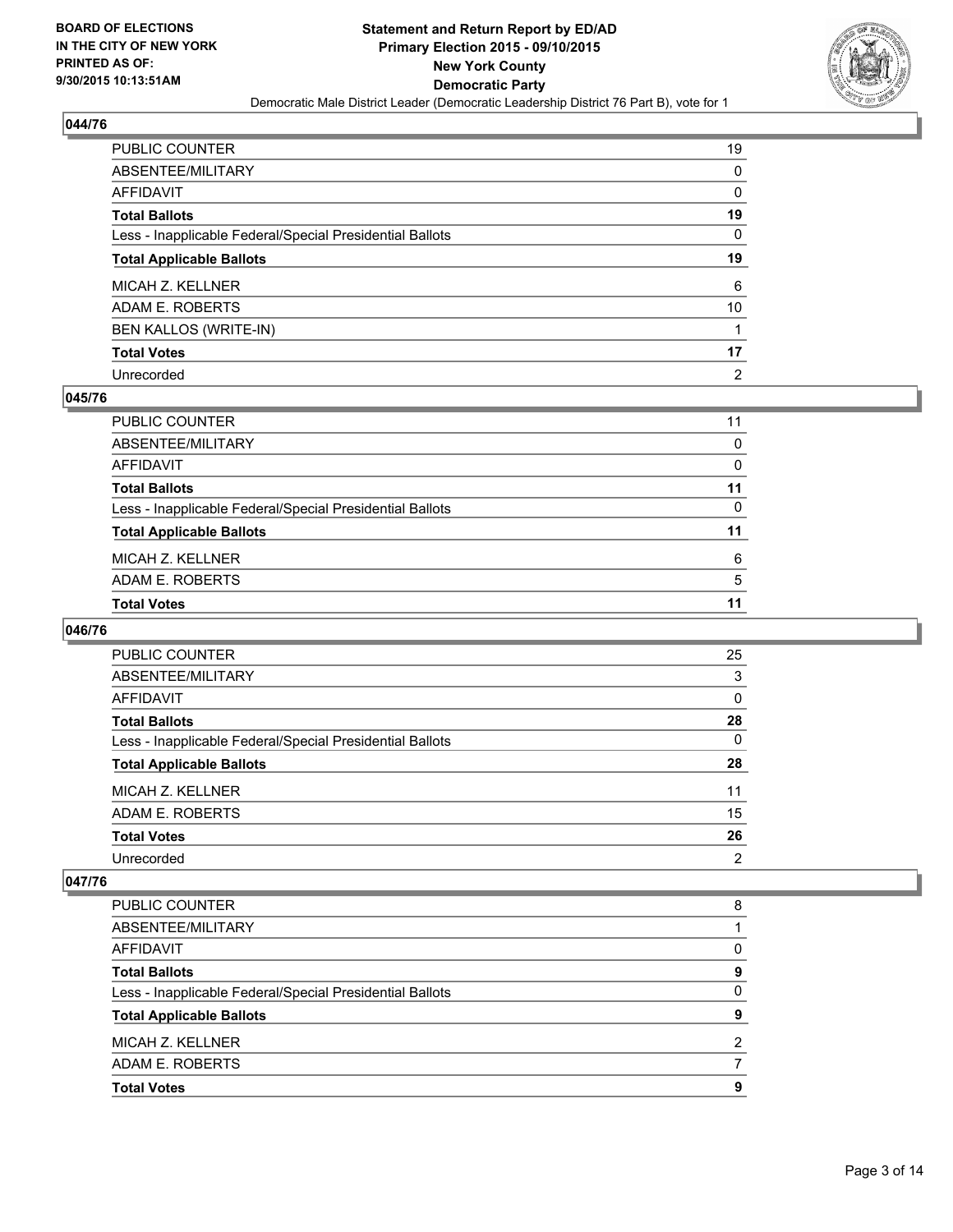**BOARD OF ELECTIONS IN THE CITY OF NEW YORK PRINTED AS OF: 9/30/2015 10:13:51AM**

**Statement and Return Report by ED/AD Primary Election 2015 - 09/10/2015 New York County Democratic Party**

Democratic Male District Leader (Democratic Leadership District 76 Part B), vote for 1

## 044/76

| | |
|---|---|
| PUBLIC COUNTER | 19 |
| ABSENTEE/MILITARY | 0 |
| AFFIDAVIT | 0 |
| **Total Ballots** | **19** |
| Less - Inapplicable Federal/Special Presidential Ballots | 0 |
| **Total Applicable Ballots** | **19** |
| MICAH Z. KELLNER | 6 |
| ADAM E. ROBERTS | 10 |
| BEN KALLOS (WRITE-IN) | 1 |
| **Total Votes** | **17** |
| Unrecorded | 2 |

## 045/76

| | |
|---|---|
| PUBLIC COUNTER | 11 |
| ABSENTEE/MILITARY | 0 |
| AFFIDAVIT | 0 |
| **Total Ballots** | **11** |
| Less - Inapplicable Federal/Special Presidential Ballots | 0 |
| **Total Applicable Ballots** | **11** |
| MICAH Z. KELLNER | 6 |
| ADAM E. ROBERTS | 5 |
| **Total Votes** | **11** |

## 046/76

| | |
|---|---|
| PUBLIC COUNTER | 25 |
| ABSENTEE/MILITARY | 3 |
| AFFIDAVIT | 0 |
| **Total Ballots** | **28** |
| Less - Inapplicable Federal/Special Presidential Ballots | 0 |
| **Total Applicable Ballots** | **28** |
| MICAH Z. KELLNER | 11 |
| ADAM E. ROBERTS | 15 |
| **Total Votes** | **26** |
| Unrecorded | 2 |

## 047/76

| | |
|---|---|
| PUBLIC COUNTER | 8 |
| ABSENTEE/MILITARY | 1 |
| AFFIDAVIT | 0 |
| **Total Ballots** | **9** |
| Less - Inapplicable Federal/Special Presidential Ballots | 0 |
| **Total Applicable Ballots** | **9** |
| MICAH Z. KELLNER | 2 |
| ADAM E. ROBERTS | 7 |
| **Total Votes** | **9** |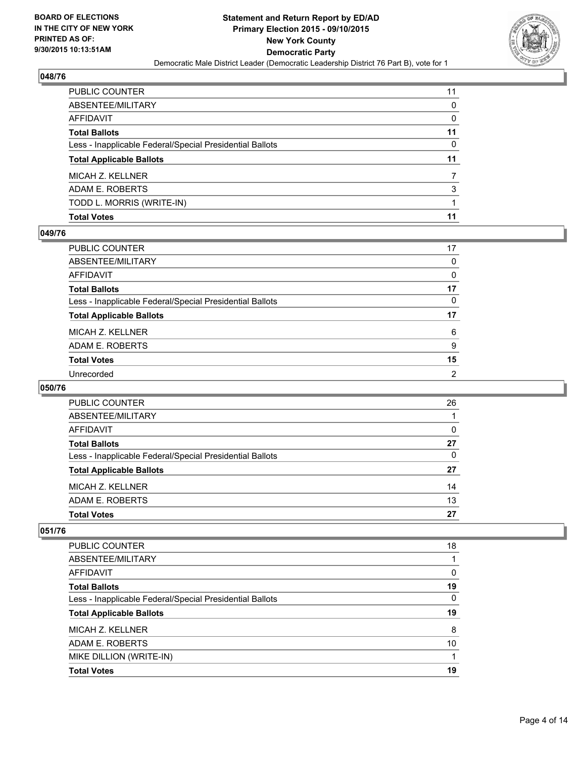## 048/76

| | |
|---|---|
| PUBLIC COUNTER | 11 |
| ABSENTEE/MILITARY | 0 |
| AFFIDAVIT | 0 |
| **Total Ballots** | **11** |
| Less - Inapplicable Federal/Special Presidential Ballots | 0 |
| **Total Applicable Ballots** | **11** |
| MICAH Z. KELLNER | 7 |
| ADAM E. ROBERTS | 3 |
| TODD L. MORRIS (WRITE-IN) | 1 |
| **Total Votes** | **11** |

## 049/76

| | |
|---|---|
| PUBLIC COUNTER | 17 |
| ABSENTEE/MILITARY | 0 |
| AFFIDAVIT | 0 |
| **Total Ballots** | **17** |
| Less - Inapplicable Federal/Special Presidential Ballots | 0 |
| **Total Applicable Ballots** | **17** |
| MICAH Z. KELLNER | 6 |
| ADAM E. ROBERTS | 9 |
| **Total Votes** | **15** |
| Unrecorded | 2 |

## 050/76

| | |
|---|---|
| PUBLIC COUNTER | 26 |
| ABSENTEE/MILITARY | 1 |
| AFFIDAVIT | 0 |
| **Total Ballots** | **27** |
| Less - Inapplicable Federal/Special Presidential Ballots | 0 |
| **Total Applicable Ballots** | **27** |
| MICAH Z. KELLNER | 14 |
| ADAM E. ROBERTS | 13 |
| **Total Votes** | **27** |

## 051/76

| | |
|---|---|
| PUBLIC COUNTER | 18 |
| ABSENTEE/MILITARY | 1 |
| AFFIDAVIT | 0 |
| **Total Ballots** | **19** |
| Less - Inapplicable Federal/Special Presidential Ballots | 0 |
| **Total Applicable Ballots** | **19** |
| MICAH Z. KELLNER | 8 |
| ADAM E. ROBERTS | 10 |
| MIKE DILLION (WRITE-IN) | 1 |
| **Total Votes** | **19** |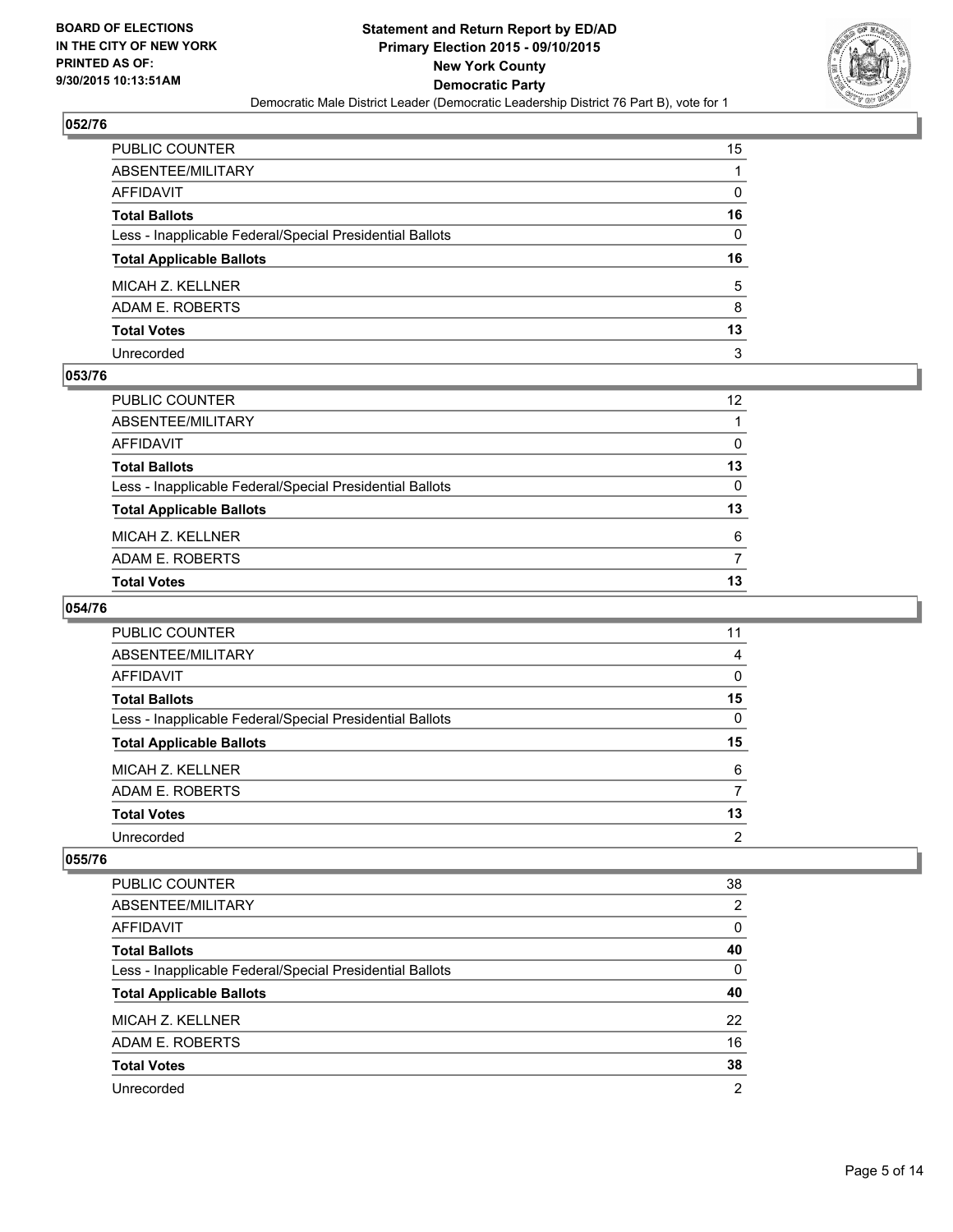## 052/76

| | |
|---|---|
| PUBLIC COUNTER | 15 |
| ABSENTEE/MILITARY | 1 |
| AFFIDAVIT | 0 |
| **Total Ballots** | **16** |
| Less - Inapplicable Federal/Special Presidential Ballots | 0 |
| **Total Applicable Ballots** | **16** |
| MICAH Z. KELLNER | 5 |
| ADAM E. ROBERTS | 8 |
| **Total Votes** | **13** |
| Unrecorded | 3 |

## 053/76

| | |
|---|---|
| PUBLIC COUNTER | 12 |
| ABSENTEE/MILITARY | 1 |
| AFFIDAVIT | 0 |
| **Total Ballots** | **13** |
| Less - Inapplicable Federal/Special Presidential Ballots | 0 |
| **Total Applicable Ballots** | **13** |
| MICAH Z. KELLNER | 6 |
| ADAM E. ROBERTS | 7 |
| **Total Votes** | **13** |

## 054/76

| | |
|---|---|
| PUBLIC COUNTER | 11 |
| ABSENTEE/MILITARY | 4 |
| AFFIDAVIT | 0 |
| **Total Ballots** | **15** |
| Less - Inapplicable Federal/Special Presidential Ballots | 0 |
| **Total Applicable Ballots** | **15** |
| MICAH Z. KELLNER | 6 |
| ADAM E. ROBERTS | 7 |
| **Total Votes** | **13** |
| Unrecorded | 2 |

## 055/76

| | |
|---|---|
| PUBLIC COUNTER | 38 |
| ABSENTEE/MILITARY | 2 |
| AFFIDAVIT | 0 |
| **Total Ballots** | **40** |
| Less - Inapplicable Federal/Special Presidential Ballots | 0 |
| **Total Applicable Ballots** | **40** |
| MICAH Z. KELLNER | 22 |
| ADAM E. ROBERTS | 16 |
| **Total Votes** | **38** |
| Unrecorded | 2 |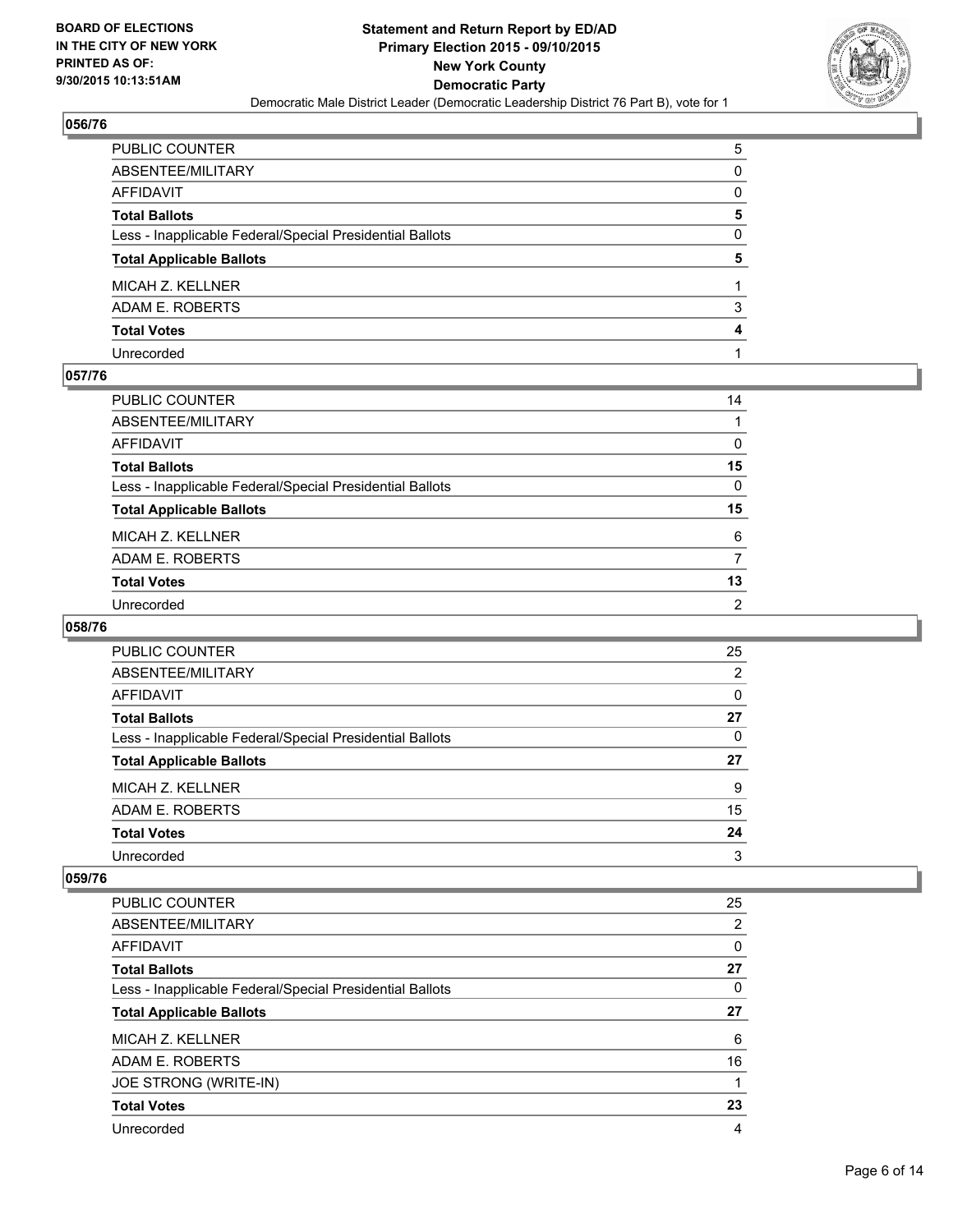## 056/76

| | |
|---|---|
| PUBLIC COUNTER | 5 |
| ABSENTEE/MILITARY | 0 |
| AFFIDAVIT | 0 |
| **Total Ballots** | **5** |
| Less - Inapplicable Federal/Special Presidential Ballots | 0 |
| **Total Applicable Ballots** | **5** |
| MICAH Z. KELLNER | 1 |
| ADAM E. ROBERTS | 3 |
| **Total Votes** | **4** |
| Unrecorded | 1 |

## 057/76

| | |
|---|---|
| PUBLIC COUNTER | 14 |
| ABSENTEE/MILITARY | 1 |
| AFFIDAVIT | 0 |
| **Total Ballots** | **15** |
| Less - Inapplicable Federal/Special Presidential Ballots | 0 |
| **Total Applicable Ballots** | **15** |
| MICAH Z. KELLNER | 6 |
| ADAM E. ROBERTS | 7 |
| **Total Votes** | **13** |
| Unrecorded | 2 |

## 058/76

| | |
|---|---|
| PUBLIC COUNTER | 25 |
| ABSENTEE/MILITARY | 2 |
| AFFIDAVIT | 0 |
| **Total Ballots** | **27** |
| Less - Inapplicable Federal/Special Presidential Ballots | 0 |
| **Total Applicable Ballots** | **27** |
| MICAH Z. KELLNER | 9 |
| ADAM E. ROBERTS | 15 |
| **Total Votes** | **24** |
| Unrecorded | 3 |

## 059/76

| | |
|---|---|
| PUBLIC COUNTER | 25 |
| ABSENTEE/MILITARY | 2 |
| AFFIDAVIT | 0 |
| **Total Ballots** | **27** |
| Less - Inapplicable Federal/Special Presidential Ballots | 0 |
| **Total Applicable Ballots** | **27** |
| MICAH Z. KELLNER | 6 |
| ADAM E. ROBERTS | 16 |
| JOE STRONG (WRITE-IN) | 1 |
| **Total Votes** | **23** |
| Unrecorded | 4 |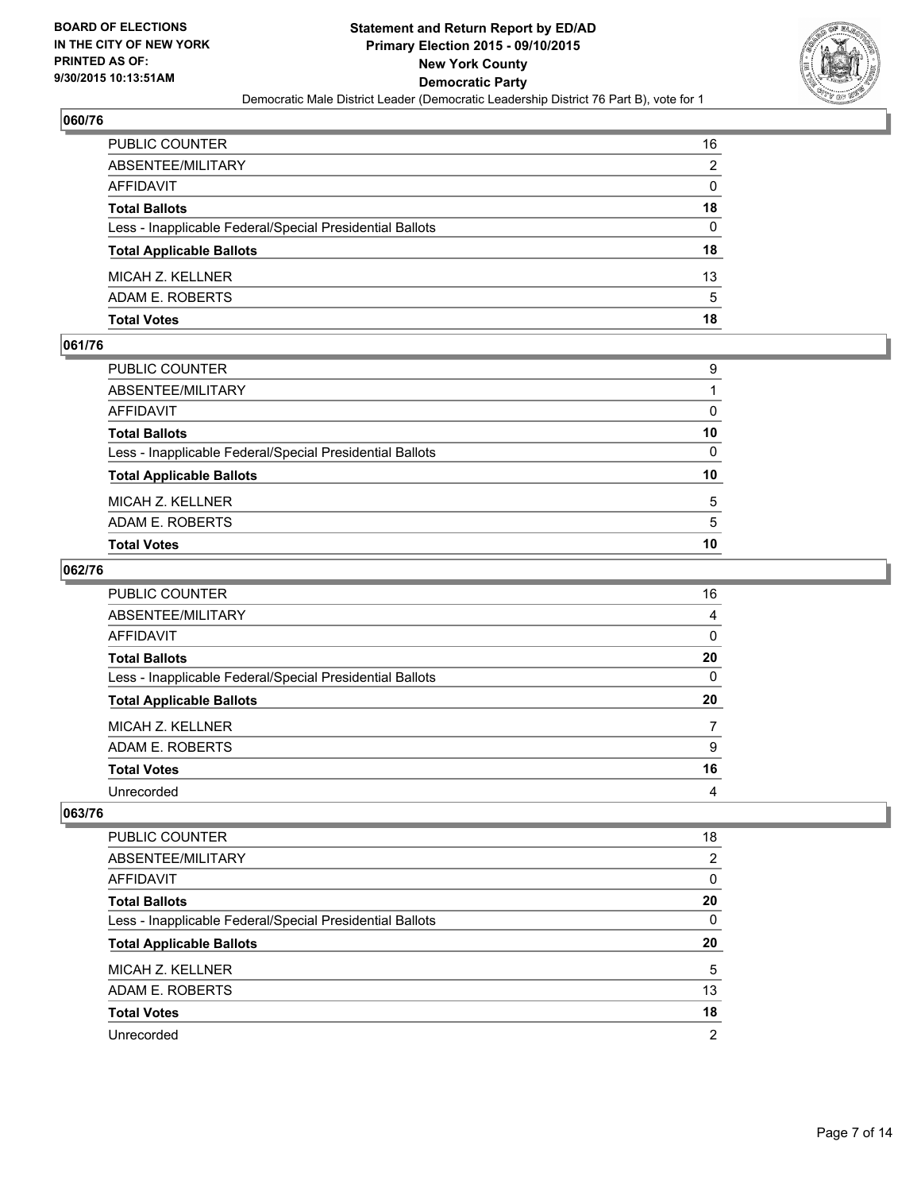**Statement and Return Report by ED/AD**
**Primary Election 2015 - 09/10/2015**
**New York County**
**Democratic Party**
Democratic Male District Leader (Democratic Leadership District 76 Part B), vote for 1

BOARD OF ELECTIONS
IN THE CITY OF NEW YORK
PRINTED AS OF:
9/30/2015 10:13:51AM

### 060/76

| | |
|---|---|
| PUBLIC COUNTER | 16 |
| ABSENTEE/MILITARY | 2 |
| AFFIDAVIT | 0 |
| **Total Ballots** | **18** |
| Less - Inapplicable Federal/Special Presidential Ballots | 0 |
| **Total Applicable Ballots** | **18** |
| MICAH Z. KELLNER | 13 |
| ADAM E. ROBERTS | 5 |
| **Total Votes** | **18** |

### 061/76

| | |
|---|---|
| PUBLIC COUNTER | 9 |
| ABSENTEE/MILITARY | 1 |
| AFFIDAVIT | 0 |
| **Total Ballots** | **10** |
| Less - Inapplicable Federal/Special Presidential Ballots | 0 |
| **Total Applicable Ballots** | **10** |
| MICAH Z. KELLNER | 5 |
| ADAM E. ROBERTS | 5 |
| **Total Votes** | **10** |

### 062/76

| | |
|---|---|
| PUBLIC COUNTER | 16 |
| ABSENTEE/MILITARY | 4 |
| AFFIDAVIT | 0 |
| **Total Ballots** | **20** |
| Less - Inapplicable Federal/Special Presidential Ballots | 0 |
| **Total Applicable Ballots** | **20** |
| MICAH Z. KELLNER | 7 |
| ADAM E. ROBERTS | 9 |
| **Total Votes** | **16** |
| Unrecorded | 4 |

### 063/76

| | |
|---|---|
| PUBLIC COUNTER | 18 |
| ABSENTEE/MILITARY | 2 |
| AFFIDAVIT | 0 |
| **Total Ballots** | **20** |
| Less - Inapplicable Federal/Special Presidential Ballots | 0 |
| **Total Applicable Ballots** | **20** |
| MICAH Z. KELLNER | 5 |
| ADAM E. ROBERTS | 13 |
| **Total Votes** | **18** |
| Unrecorded | 2 |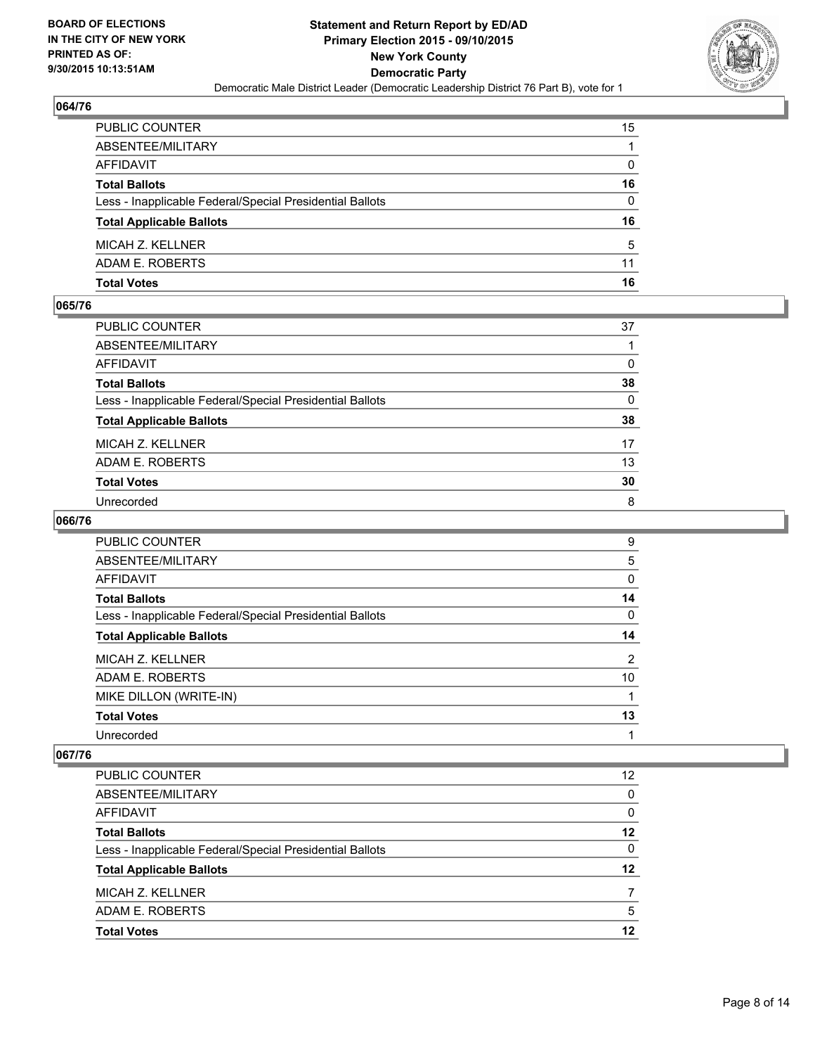## 064/76

| | |
|---|---|
| PUBLIC COUNTER | 15 |
| ABSENTEE/MILITARY | 1 |
| AFFIDAVIT | 0 |
| **Total Ballots** | **16** |
| Less - Inapplicable Federal/Special Presidential Ballots | 0 |
| **Total Applicable Ballots** | **16** |
| MICAH Z. KELLNER | 5 |
| ADAM E. ROBERTS | 11 |
| **Total Votes** | **16** |

## 065/76

| | |
|---|---|
| PUBLIC COUNTER | 37 |
| ABSENTEE/MILITARY | 1 |
| AFFIDAVIT | 0 |
| **Total Ballots** | **38** |
| Less - Inapplicable Federal/Special Presidential Ballots | 0 |
| **Total Applicable Ballots** | **38** |
| MICAH Z. KELLNER | 17 |
| ADAM E. ROBERTS | 13 |
| **Total Votes** | **30** |
| Unrecorded | 8 |

## 066/76

| | |
|---|---|
| PUBLIC COUNTER | 9 |
| ABSENTEE/MILITARY | 5 |
| AFFIDAVIT | 0 |
| **Total Ballots** | **14** |
| Less - Inapplicable Federal/Special Presidential Ballots | 0 |
| **Total Applicable Ballots** | **14** |
| MICAH Z. KELLNER | 2 |
| ADAM E. ROBERTS | 10 |
| MIKE DILLON (WRITE-IN) | 1 |
| **Total Votes** | **13** |
| Unrecorded | 1 |

## 067/76

| | |
|---|---|
| PUBLIC COUNTER | 12 |
| ABSENTEE/MILITARY | 0 |
| AFFIDAVIT | 0 |
| **Total Ballots** | **12** |
| Less - Inapplicable Federal/Special Presidential Ballots | 0 |
| **Total Applicable Ballots** | **12** |
| MICAH Z. KELLNER | 7 |
| ADAM E. ROBERTS | 5 |
| **Total Votes** | **12** |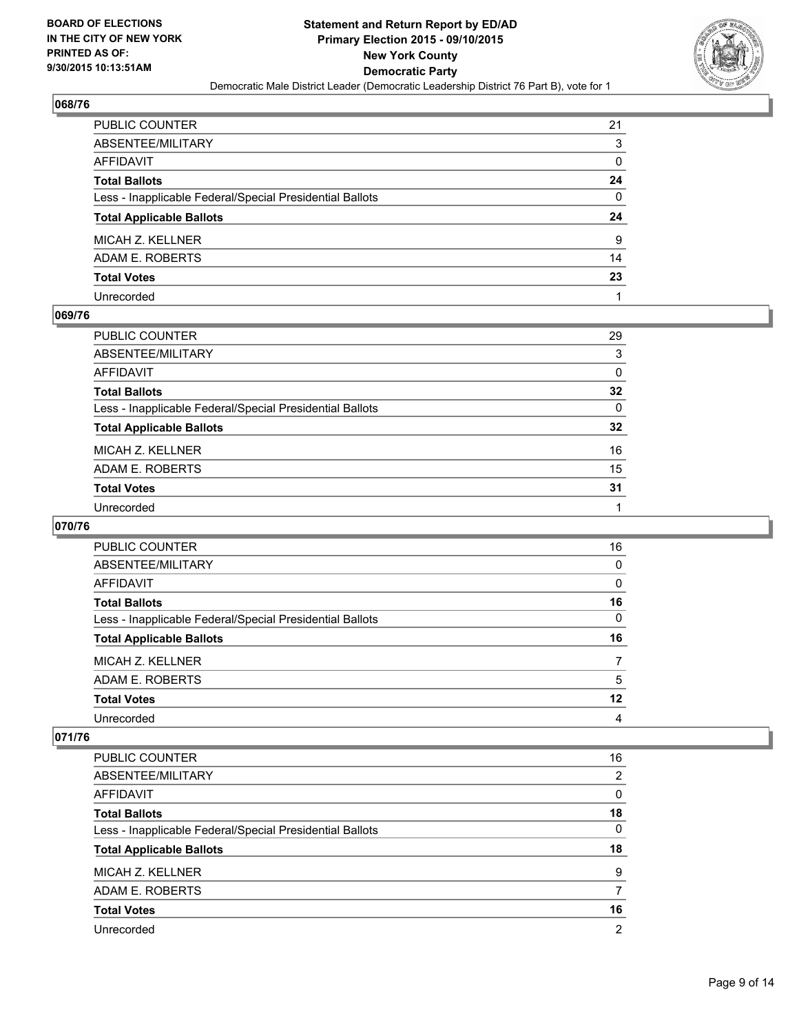## 068/76

| | |
|---|---|
| PUBLIC COUNTER | 21 |
| ABSENTEE/MILITARY | 3 |
| AFFIDAVIT | 0 |
| **Total Ballots** | **24** |
| Less - Inapplicable Federal/Special Presidential Ballots | 0 |
| **Total Applicable Ballots** | **24** |
| MICAH Z. KELLNER | 9 |
| ADAM E. ROBERTS | 14 |
| **Total Votes** | **23** |
| Unrecorded | 1 |

## 069/76

| | |
|---|---|
| PUBLIC COUNTER | 29 |
| ABSENTEE/MILITARY | 3 |
| AFFIDAVIT | 0 |
| **Total Ballots** | **32** |
| Less - Inapplicable Federal/Special Presidential Ballots | 0 |
| **Total Applicable Ballots** | **32** |
| MICAH Z. KELLNER | 16 |
| ADAM E. ROBERTS | 15 |
| **Total Votes** | **31** |
| Unrecorded | 1 |

## 070/76

| | |
|---|---|
| PUBLIC COUNTER | 16 |
| ABSENTEE/MILITARY | 0 |
| AFFIDAVIT | 0 |
| **Total Ballots** | **16** |
| Less - Inapplicable Federal/Special Presidential Ballots | 0 |
| **Total Applicable Ballots** | **16** |
| MICAH Z. KELLNER | 7 |
| ADAM E. ROBERTS | 5 |
| **Total Votes** | **12** |
| Unrecorded | 4 |

## 071/76

| | |
|---|---|
| PUBLIC COUNTER | 16 |
| ABSENTEE/MILITARY | 2 |
| AFFIDAVIT | 0 |
| **Total Ballots** | **18** |
| Less - Inapplicable Federal/Special Presidential Ballots | 0 |
| **Total Applicable Ballots** | **18** |
| MICAH Z. KELLNER | 9 |
| ADAM E. ROBERTS | 7 |
| **Total Votes** | **16** |
| Unrecorded | 2 |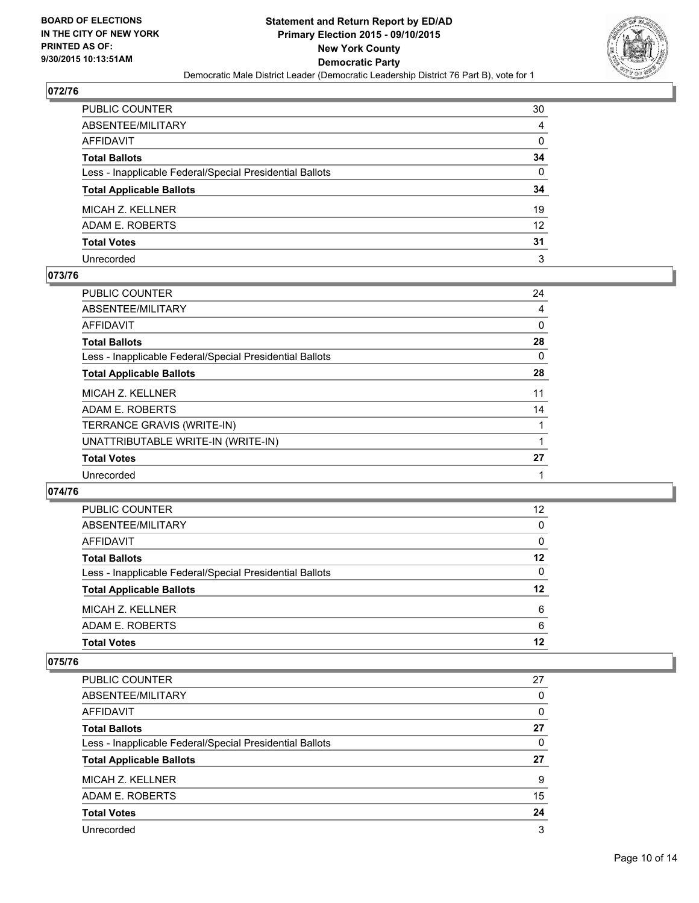**BOARD OF ELECTIONS IN THE CITY OF NEW YORK PRINTED AS OF: 9/30/2015 10:13:51AM**

**Statement and Return Report by ED/AD**
**Primary Election 2015 - 09/10/2015**
**New York County**
**Democratic Party**
Democratic Male District Leader (Democratic Leadership District 76 Part B), vote for 1

### 072/76

| | |
|---|---|
| PUBLIC COUNTER | 30 |
| ABSENTEE/MILITARY | 4 |
| AFFIDAVIT | 0 |
| **Total Ballots** | **34** |
| Less - Inapplicable Federal/Special Presidential Ballots | 0 |
| **Total Applicable Ballots** | **34** |
| MICAH Z. KELLNER | 19 |
| ADAM E. ROBERTS | 12 |
| **Total Votes** | **31** |
| Unrecorded | 3 |

### 073/76

| | |
|---|---|
| PUBLIC COUNTER | 24 |
| ABSENTEE/MILITARY | 4 |
| AFFIDAVIT | 0 |
| **Total Ballots** | **28** |
| Less - Inapplicable Federal/Special Presidential Ballots | 0 |
| **Total Applicable Ballots** | **28** |
| MICAH Z. KELLNER | 11 |
| ADAM E. ROBERTS | 14 |
| TERRANCE GRAVIS (WRITE-IN) | 1 |
| UNATTRIBUTABLE WRITE-IN (WRITE-IN) | 1 |
| **Total Votes** | **27** |
| Unrecorded | 1 |

### 074/76

| | |
|---|---|
| PUBLIC COUNTER | 12 |
| ABSENTEE/MILITARY | 0 |
| AFFIDAVIT | 0 |
| **Total Ballots** | **12** |
| Less - Inapplicable Federal/Special Presidential Ballots | 0 |
| **Total Applicable Ballots** | **12** |
| MICAH Z. KELLNER | 6 |
| ADAM E. ROBERTS | 6 |
| **Total Votes** | **12** |

### 075/76

| | |
|---|---|
| PUBLIC COUNTER | 27 |
| ABSENTEE/MILITARY | 0 |
| AFFIDAVIT | 0 |
| **Total Ballots** | **27** |
| Less - Inapplicable Federal/Special Presidential Ballots | 0 |
| **Total Applicable Ballots** | **27** |
| MICAH Z. KELLNER | 9 |
| ADAM E. ROBERTS | 15 |
| **Total Votes** | **24** |
| Unrecorded | 3 |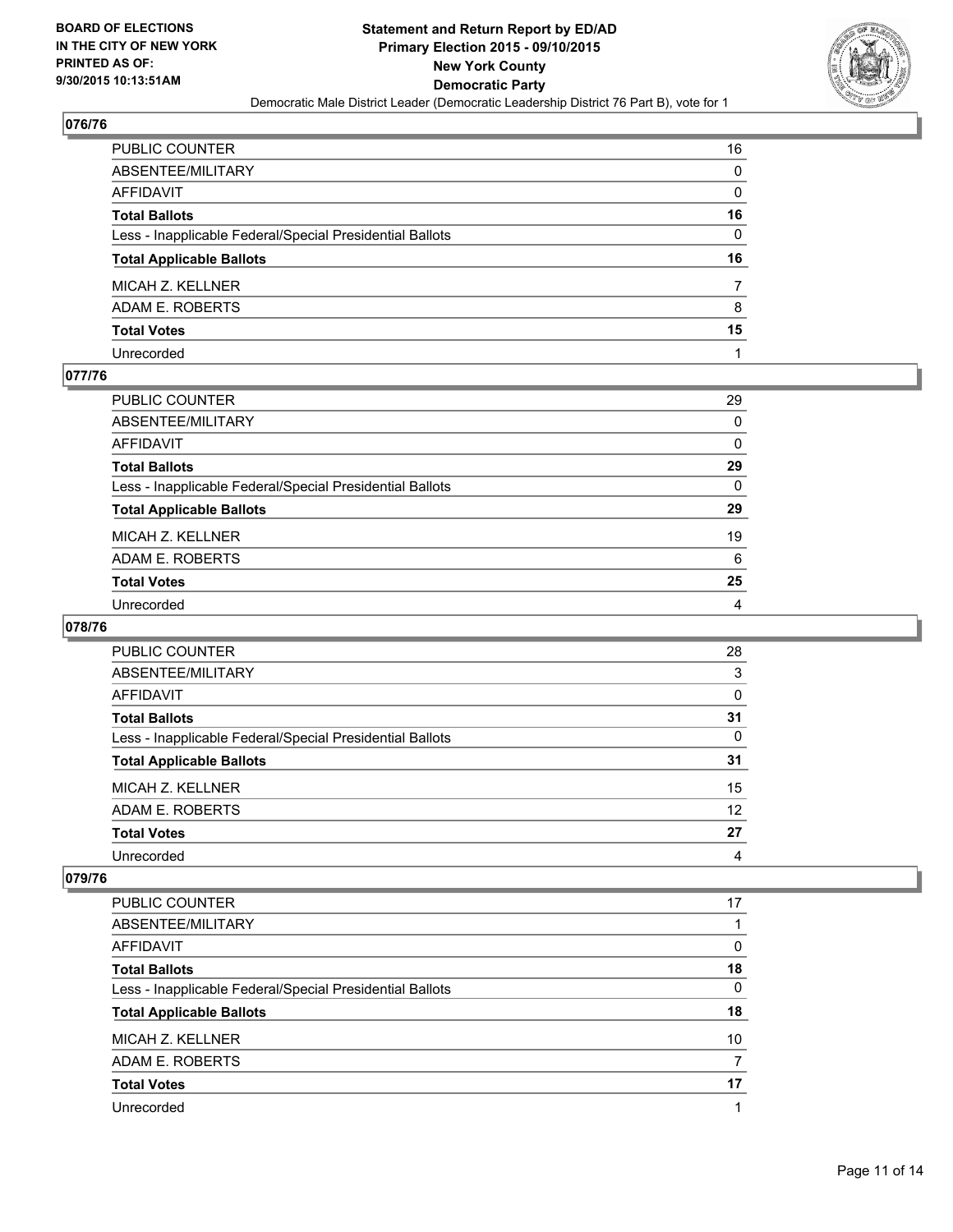**BOARD OF ELECTIONS IN THE CITY OF NEW YORK PRINTED AS OF: 9/30/2015 10:13:51AM**

**Statement and Return Report by ED/AD Primary Election 2015 - 09/10/2015 New York County Democratic Party**

Democratic Male District Leader (Democratic Leadership District 76 Part B), vote for 1

## 076/76

| | |
|---|---|
| PUBLIC COUNTER | 16 |
| ABSENTEE/MILITARY | 0 |
| AFFIDAVIT | 0 |
| **Total Ballots** | **16** |
| Less - Inapplicable Federal/Special Presidential Ballots | 0 |
| **Total Applicable Ballots** | **16** |
| MICAH Z. KELLNER | 7 |
| ADAM E. ROBERTS | 8 |
| **Total Votes** | **15** |
| Unrecorded | 1 |

## 077/76

| | |
|---|---|
| PUBLIC COUNTER | 29 |
| ABSENTEE/MILITARY | 0 |
| AFFIDAVIT | 0 |
| **Total Ballots** | **29** |
| Less - Inapplicable Federal/Special Presidential Ballots | 0 |
| **Total Applicable Ballots** | **29** |
| MICAH Z. KELLNER | 19 |
| ADAM E. ROBERTS | 6 |
| **Total Votes** | **25** |
| Unrecorded | 4 |

## 078/76

| | |
|---|---|
| PUBLIC COUNTER | 28 |
| ABSENTEE/MILITARY | 3 |
| AFFIDAVIT | 0 |
| **Total Ballots** | **31** |
| Less - Inapplicable Federal/Special Presidential Ballots | 0 |
| **Total Applicable Ballots** | **31** |
| MICAH Z. KELLNER | 15 |
| ADAM E. ROBERTS | 12 |
| **Total Votes** | **27** |
| Unrecorded | 4 |

## 079/76

| | |
|---|---|
| PUBLIC COUNTER | 17 |
| ABSENTEE/MILITARY | 1 |
| AFFIDAVIT | 0 |
| **Total Ballots** | **18** |
| Less - Inapplicable Federal/Special Presidential Ballots | 0 |
| **Total Applicable Ballots** | **18** |
| MICAH Z. KELLNER | 10 |
| ADAM E. ROBERTS | 7 |
| **Total Votes** | **17** |
| Unrecorded | 1 |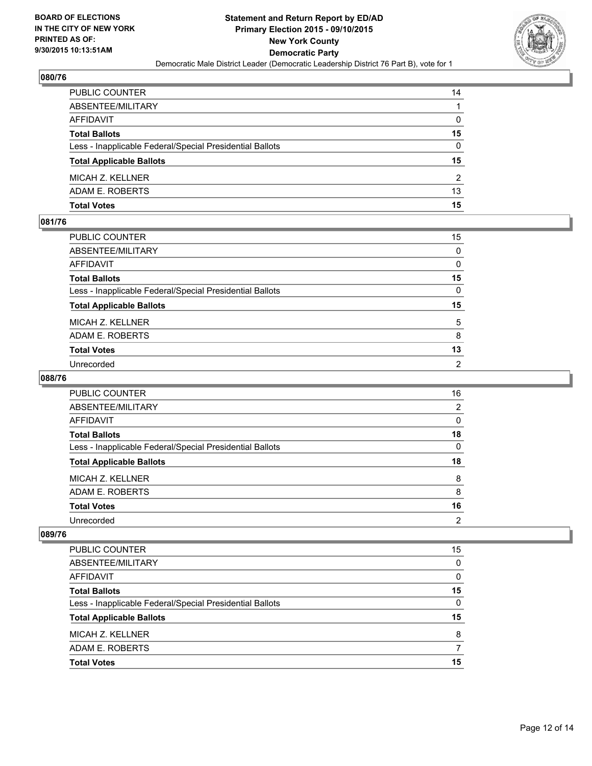**BOARD OF ELECTIONS IN THE CITY OF NEW YORK PRINTED AS OF: 9/30/2015 10:13:51AM**

**Statement and Return Report by ED/AD Primary Election 2015 - 09/10/2015 New York County Democratic Party**

Democratic Male District Leader (Democratic Leadership District 76 Part B), vote for 1

### 080/76

| | |
|---|---|
| PUBLIC COUNTER | 14 |
| ABSENTEE/MILITARY | 1 |
| AFFIDAVIT | 0 |
| **Total Ballots** | **15** |
| Less - Inapplicable Federal/Special Presidential Ballots | 0 |
| **Total Applicable Ballots** | **15** |
| MICAH Z. KELLNER | 2 |
| ADAM E. ROBERTS | 13 |
| **Total Votes** | **15** |

### 081/76

| | |
|---|---|
| PUBLIC COUNTER | 15 |
| ABSENTEE/MILITARY | 0 |
| AFFIDAVIT | 0 |
| **Total Ballots** | **15** |
| Less - Inapplicable Federal/Special Presidential Ballots | 0 |
| **Total Applicable Ballots** | **15** |
| MICAH Z. KELLNER | 5 |
| ADAM E. ROBERTS | 8 |
| **Total Votes** | **13** |
| Unrecorded | 2 |

### 088/76

| | |
|---|---|
| PUBLIC COUNTER | 16 |
| ABSENTEE/MILITARY | 2 |
| AFFIDAVIT | 0 |
| **Total Ballots** | **18** |
| Less - Inapplicable Federal/Special Presidential Ballots | 0 |
| **Total Applicable Ballots** | **18** |
| MICAH Z. KELLNER | 8 |
| ADAM E. ROBERTS | 8 |
| **Total Votes** | **16** |
| Unrecorded | 2 |

### 089/76

| | |
|---|---|
| PUBLIC COUNTER | 15 |
| ABSENTEE/MILITARY | 0 |
| AFFIDAVIT | 0 |
| **Total Ballots** | **15** |
| Less - Inapplicable Federal/Special Presidential Ballots | 0 |
| **Total Applicable Ballots** | **15** |
| MICAH Z. KELLNER | 8 |
| ADAM E. ROBERTS | 7 |
| **Total Votes** | **15** |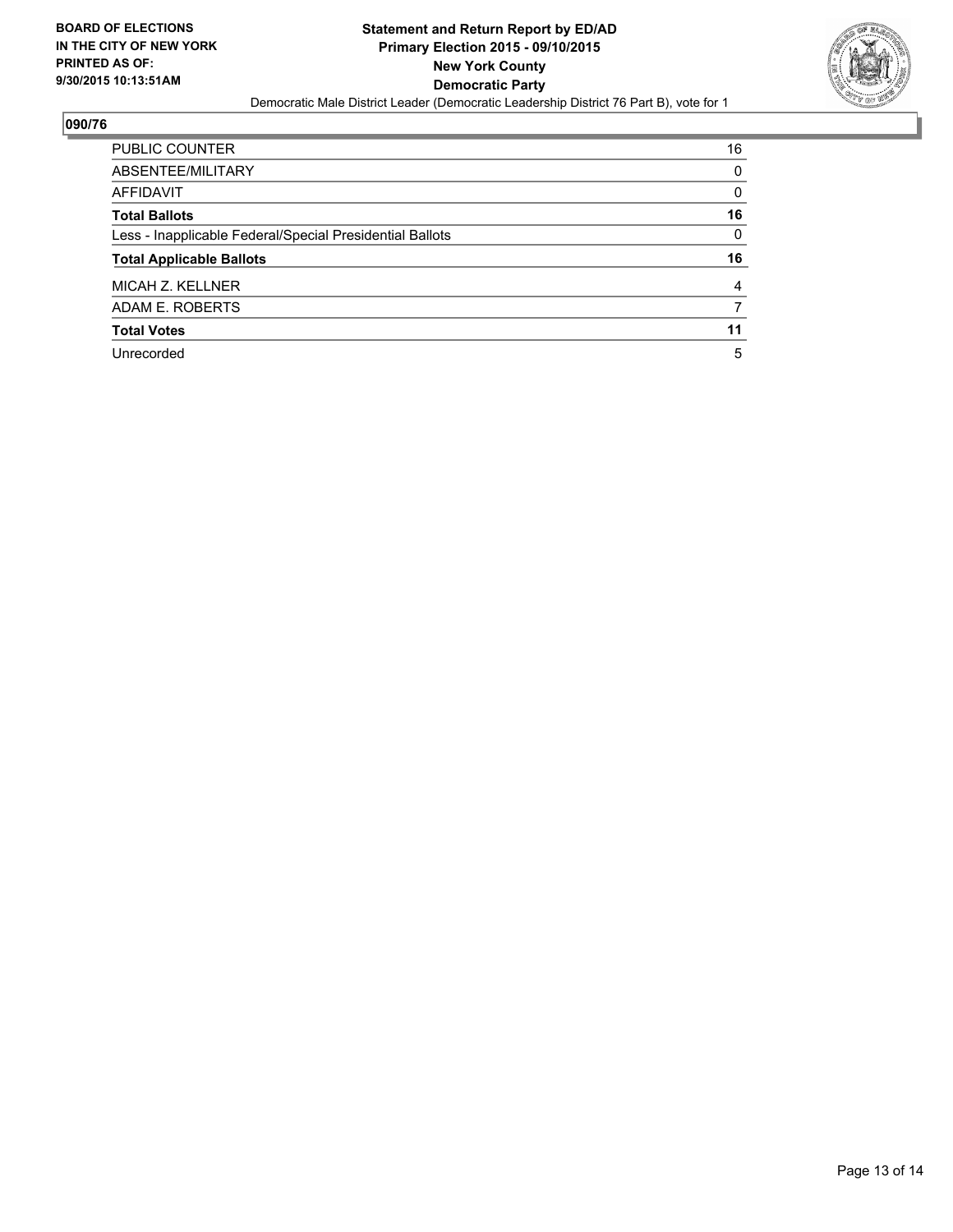**BOARD OF ELECTIONS IN THE CITY OF NEW YORK PRINTED AS OF: 9/30/2015 10:13:51AM**

**Statement and Return Report by ED/AD**
**Primary Election 2015 - 09/10/2015**
**New York County**
**Democratic Party**
Democratic Male District Leader (Democratic Leadership District 76 Part B), vote for 1

## 090/76

| | |
|---|---|
| PUBLIC COUNTER | 16 |
| ABSENTEE/MILITARY | 0 |
| AFFIDAVIT | 0 |
| **Total Ballots** | **16** |
| Less - Inapplicable Federal/Special Presidential Ballots | 0 |
| **Total Applicable Ballots** | **16** |
| MICAH Z. KELLNER | 4 |
| ADAM E. ROBERTS | 7 |
| **Total Votes** | **11** |
| Unrecorded | 5 |